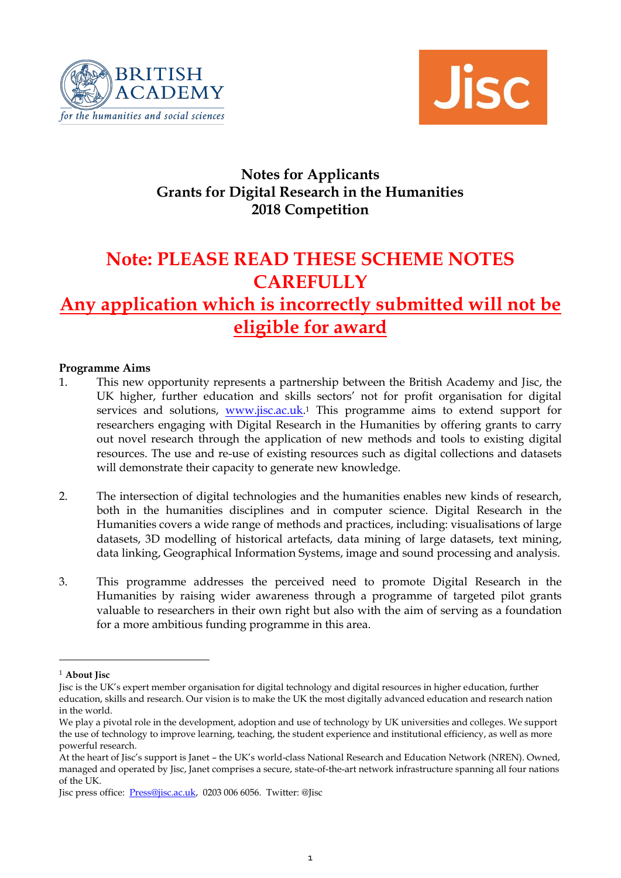# Notes for Applicants
# Grants for Digital Research in the Humanities
# 2018 Competition

## Note: PLEASE READ THESE SCHEME NOTES CAREFULLY

## Any application which is incorrectly submitted will not be eligible for award

**Programme Aims**

1. This new opportunity represents a partnership between the British Academy and Jisc, the UK higher, further education and skills sectors' not for profit organisation for digital services and solutions, www.jisc.ac.uk.[1] This programme aims to extend support for researchers engaging with Digital Research in the Humanities by offering grants to carry out novel research through the application of new methods and tools to existing digital resources. The use and re-use of existing resources such as digital collections and datasets will demonstrate their capacity to generate new knowledge.

2. The intersection of digital technologies and the humanities enables new kinds of research, both in the humanities disciplines and in computer science. Digital Research in the Humanities covers a wide range of methods and practices, including: visualisations of large datasets, 3D modelling of historical artefacts, data mining of large datasets, text mining, data linking, Geographical Information Systems, image and sound processing and analysis.

3. This programme addresses the perceived need to promote Digital Research in the Humanities by raising wider awareness through a programme of targeted pilot grants valuable to researchers in their own right but also with the aim of serving as a foundation for a more ambitious funding programme in this area.

---

[1] **About Jisc**
Jisc is the UK's expert member organisation for digital technology and digital resources in higher education, further education, skills and research. Our vision is to make the UK the most digitally advanced education and research nation in the world.
We play a pivotal role in the development, adoption and use of technology by UK universities and colleges. We support the use of technology to improve learning, teaching, the student experience and institutional efficiency, as well as more powerful research.
At the heart of Jisc's support is Janet – the UK's world-class National Research and Education Network (NREN). Owned, managed and operated by Jisc, Janet comprises a secure, state-of-the-art network infrastructure spanning all four nations of the UK.
Jisc press office: Press@jisc.ac.uk, 0203 006 6056. Twitter: @Jisc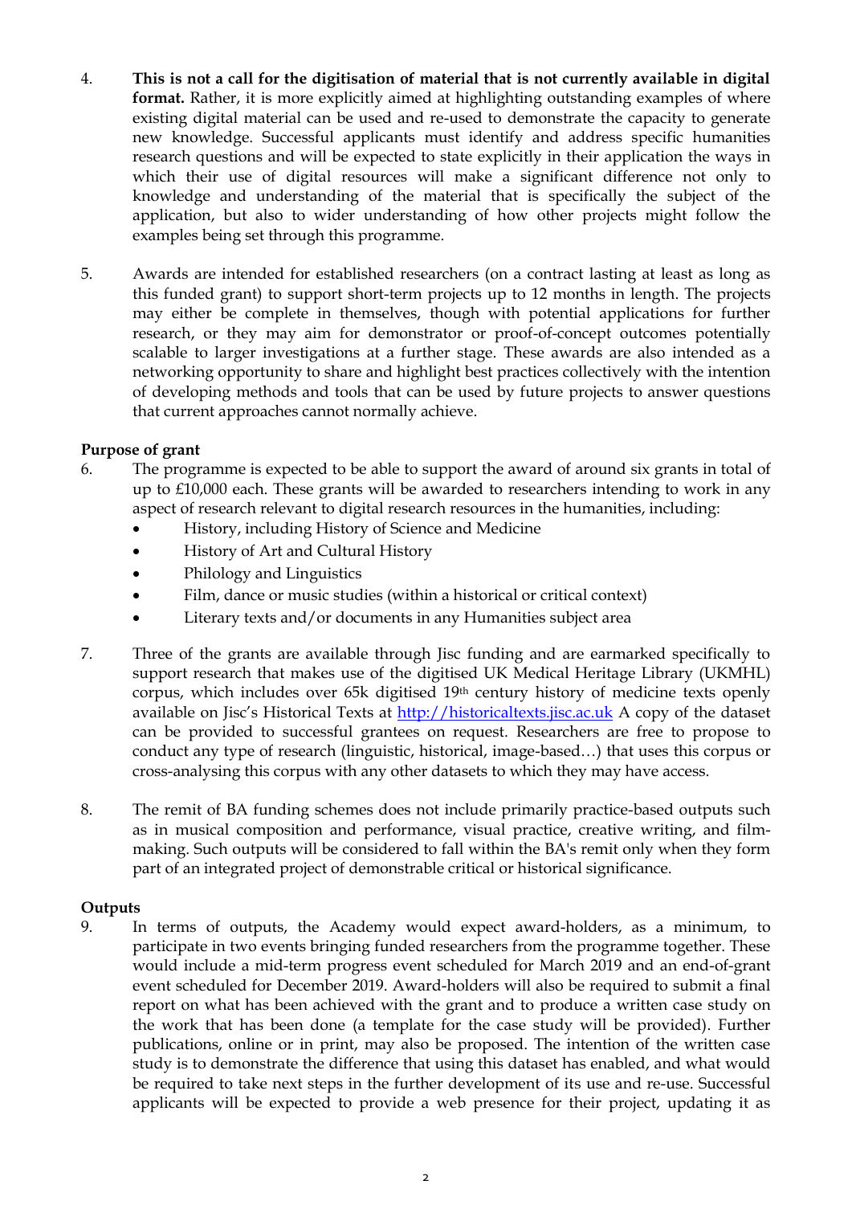4. **This is not a call for the digitisation of material that is not currently available in digital format.** Rather, it is more explicitly aimed at highlighting outstanding examples of where existing digital material can be used and re-used to demonstrate the capacity to generate new knowledge. Successful applicants must identify and address specific humanities research questions and will be expected to state explicitly in their application the ways in which their use of digital resources will make a significant difference not only to knowledge and understanding of the material that is specifically the subject of the application, but also to wider understanding of how other projects might follow the examples being set through this programme.

5. Awards are intended for established researchers (on a contract lasting at least as long as this funded grant) to support short-term projects up to 12 months in length. The projects may either be complete in themselves, though with potential applications for further research, or they may aim for demonstrator or proof-of-concept outcomes potentially scalable to larger investigations at a further stage. These awards are also intended as a networking opportunity to share and highlight best practices collectively with the intention of developing methods and tools that can be used by future projects to answer questions that current approaches cannot normally achieve.

**Purpose of grant**

6. The programme is expected to be able to support the award of around six grants in total of up to £10,000 each. These grants will be awarded to researchers intending to work in any aspect of research relevant to digital research resources in the humanities, including:
   - History, including History of Science and Medicine
   - History of Art and Cultural History
   - Philology and Linguistics
   - Film, dance or music studies (within a historical or critical context)
   - Literary texts and/or documents in any Humanities subject area

7. Three of the grants are available through Jisc funding and are earmarked specifically to support research that makes use of the digitised UK Medical Heritage Library (UKMHL) corpus, which includes over 65k digitised 19th century history of medicine texts openly available on Jisc's Historical Texts at http://historicaltexts.jisc.ac.uk A copy of the dataset can be provided to successful grantees on request. Researchers are free to propose to conduct any type of research (linguistic, historical, image-based…) that uses this corpus or cross-analysing this corpus with any other datasets to which they may have access.

8. The remit of BA funding schemes does not include primarily practice-based outputs such as in musical composition and performance, visual practice, creative writing, and film-making. Such outputs will be considered to fall within the BA's remit only when they form part of an integrated project of demonstrable critical or historical significance.

**Outputs**

9. In terms of outputs, the Academy would expect award-holders, as a minimum, to participate in two events bringing funded researchers from the programme together. These would include a mid-term progress event scheduled for March 2019 and an end-of-grant event scheduled for December 2019. Award-holders will also be required to submit a final report on what has been achieved with the grant and to produce a written case study on the work that has been done (a template for the case study will be provided). Further publications, online or in print, may also be proposed. The intention of the written case study is to demonstrate the difference that using this dataset has enabled, and what would be required to take next steps in the further development of its use and re-use. Successful applicants will be expected to provide a web presence for their project, updating it as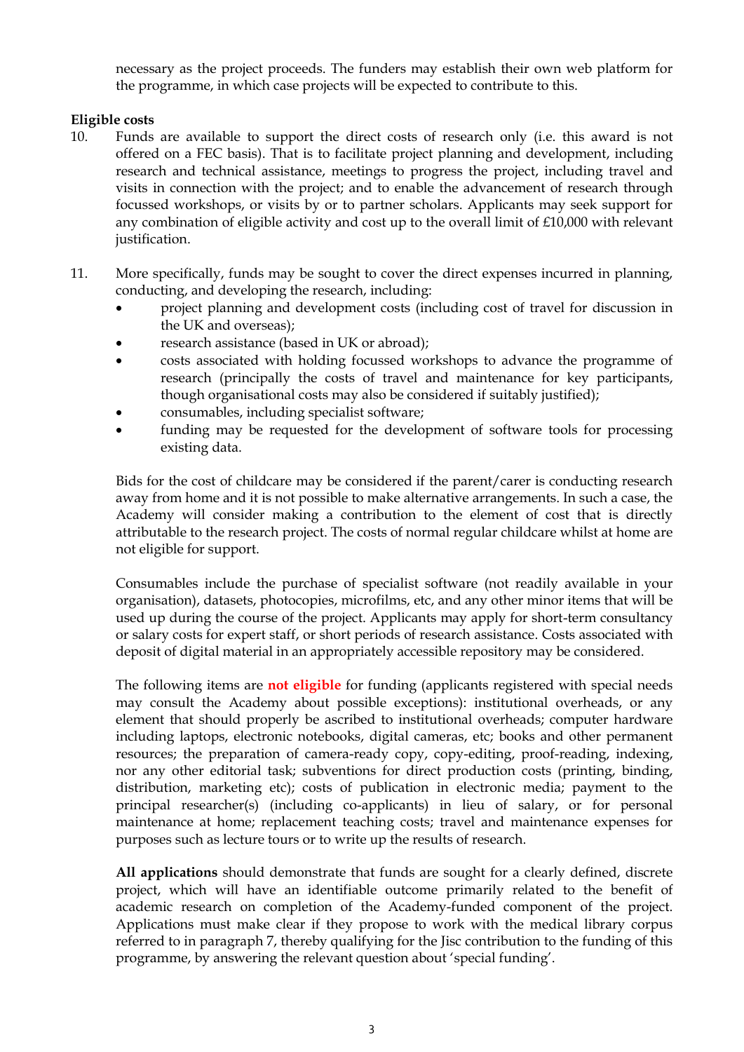necessary as the project proceeds. The funders may establish their own web platform for the programme, in which case projects will be expected to contribute to this.

**Eligible costs**

10. Funds are available to support the direct costs of research only (i.e. this award is not offered on a FEC basis). That is to facilitate project planning and development, including research and technical assistance, meetings to progress the project, including travel and visits in connection with the project; and to enable the advancement of research through focussed workshops, or visits by or to partner scholars. Applicants may seek support for any combination of eligible activity and cost up to the overall limit of £10,000 with relevant justification.

11. More specifically, funds may be sought to cover the direct expenses incurred in planning, conducting, and developing the research, including:
    - project planning and development costs (including cost of travel for discussion in the UK and overseas);
    - research assistance (based in UK or abroad);
    - costs associated with holding focussed workshops to advance the programme of research (principally the costs of travel and maintenance for key participants, though organisational costs may also be considered if suitably justified);
    - consumables, including specialist software;
    - funding may be requested for the development of software tools for processing existing data.

    Bids for the cost of childcare may be considered if the parent/carer is conducting research away from home and it is not possible to make alternative arrangements. In such a case, the Academy will consider making a contribution to the element of cost that is directly attributable to the research project. The costs of normal regular childcare whilst at home are not eligible for support.

    Consumables include the purchase of specialist software (not readily available in your organisation), datasets, photocopies, microfilms, etc, and any other minor items that will be used up during the course of the project. Applicants may apply for short-term consultancy or salary costs for expert staff, or short periods of research assistance. Costs associated with deposit of digital material in an appropriately accessible repository may be considered.

    The following items are **not eligible** for funding (applicants registered with special needs may consult the Academy about possible exceptions): institutional overheads, or any element that should properly be ascribed to institutional overheads; computer hardware including laptops, electronic notebooks, digital cameras, etc; books and other permanent resources; the preparation of camera-ready copy, copy-editing, proof-reading, indexing, nor any other editorial task; subventions for direct production costs (printing, binding, distribution, marketing etc); costs of publication in electronic media; payment to the principal researcher(s) (including co-applicants) in lieu of salary, or for personal maintenance at home; replacement teaching costs; travel and maintenance expenses for purposes such as lecture tours or to write up the results of research.

    **All applications** should demonstrate that funds are sought for a clearly defined, discrete project, which will have an identifiable outcome primarily related to the benefit of academic research on completion of the Academy-funded component of the project. Applications must make clear if they propose to work with the medical library corpus referred to in paragraph 7, thereby qualifying for the Jisc contribution to the funding of this programme, by answering the relevant question about 'special funding'.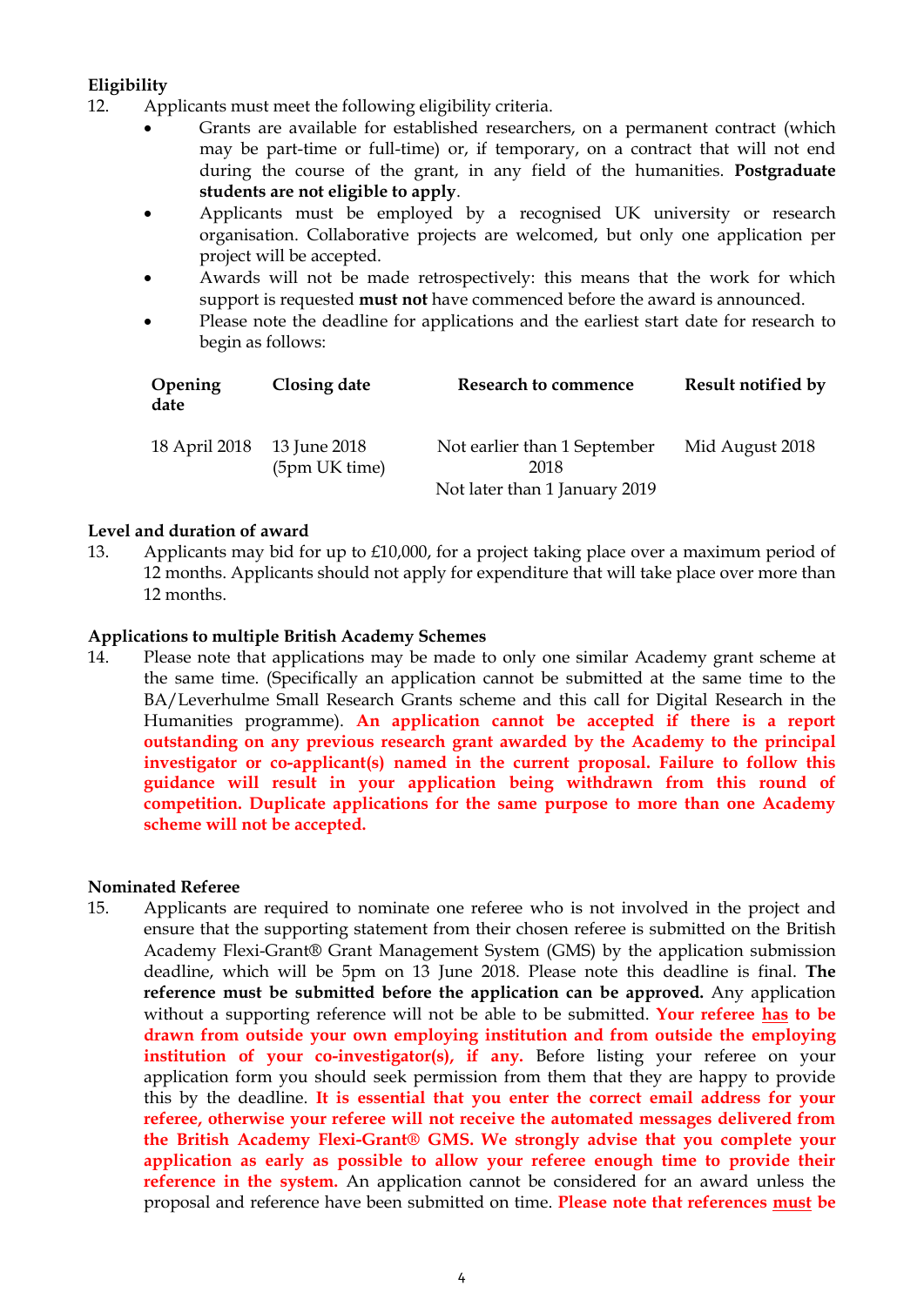**Eligibility**

12. Applicants must meet the following eligibility criteria.
    - Grants are available for established researchers, on a permanent contract (which may be part-time or full-time) or, if temporary, on a contract that will not end during the course of the grant, in any field of the humanities. **Postgraduate students are not eligible to apply**.
    - Applicants must be employed by a recognised UK university or research organisation. Collaborative projects are welcomed, but only one application per project will be accepted.
    - Awards will not be made retrospectively: this means that the work for which support is requested **must not** have commenced before the award is announced.
    - Please note the deadline for applications and the earliest start date for research to begin as follows:

| Opening date | Closing date | Research to commence | Result notified by |
|---|---|---|---|
| 18 April 2018 | 13 June 2018 (5pm UK time) | Not earlier than 1 September 2018<br>Not later than 1 January 2019 | Mid August 2018 |

**Level and duration of award**

13. Applicants may bid for up to £10,000, for a project taking place over a maximum period of 12 months. Applicants should not apply for expenditure that will take place over more than 12 months.

**Applications to multiple British Academy Schemes**

14. Please note that applications may be made to only one similar Academy grant scheme at the same time. (Specifically an application cannot be submitted at the same time to the BA/Leverhulme Small Research Grants scheme and this call for Digital Research in the Humanities programme). **An application cannot be accepted if there is a report outstanding on any previous research grant awarded by the Academy to the principal investigator or co-applicant(s) named in the current proposal. Failure to follow this guidance will result in your application being withdrawn from this round of competition. Duplicate applications for the same purpose to more than one Academy scheme will not be accepted.**

**Nominated Referee**

15. Applicants are required to nominate one referee who is not involved in the project and ensure that the supporting statement from their chosen referee is submitted on the British Academy Flexi-Grant® Grant Management System (GMS) by the application submission deadline, which will be 5pm on 13 June 2018. Please note this deadline is final. **The reference must be submitted before the application can be approved.** Any application without a supporting reference will not be able to be submitted. **Your referee has to be drawn from outside your own employing institution and from outside the employing institution of your co-investigator(s), if any.** Before listing your referee on your application form you should seek permission from them that they are happy to provide this by the deadline. **It is essential that you enter the correct email address for your referee, otherwise your referee will not receive the automated messages delivered from the British Academy Flexi-Grant® GMS. We strongly advise that you complete your application as early as possible to allow your referee enough time to provide their reference in the system.** An application cannot be considered for an award unless the proposal and reference have been submitted on time. **Please note that references must be**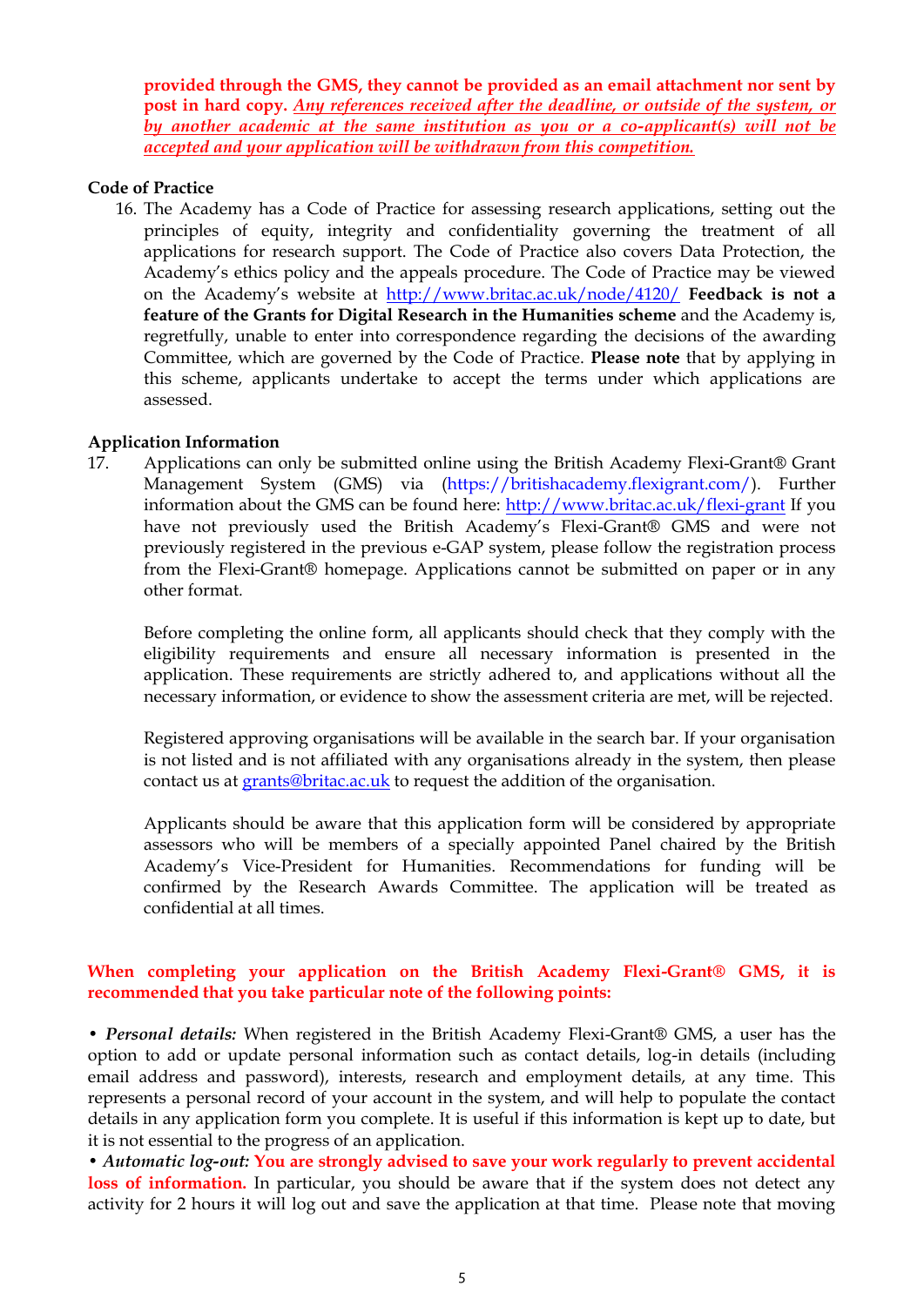**provided through the GMS, they cannot be provided as an email attachment nor sent by post in hard copy.** ***Any references received after the deadline, or outside of the system, or by another academic at the same institution as you or a co-applicant(s) will not be accepted and your application will be withdrawn from this competition.***

**Code of Practice**

16. The Academy has a Code of Practice for assessing research applications, setting out the principles of equity, integrity and confidentiality governing the treatment of all applications for research support. The Code of Practice also covers Data Protection, the Academy's ethics policy and the appeals procedure. The Code of Practice may be viewed on the Academy's website at http://www.britac.ac.uk/node/4120/ **Feedback is not a feature of the Grants for Digital Research in the Humanities scheme** and the Academy is, regretfully, unable to enter into correspondence regarding the decisions of the awarding Committee, which are governed by the Code of Practice. **Please note** that by applying in this scheme, applicants undertake to accept the terms under which applications are assessed.

**Application Information**

17. Applications can only be submitted online using the British Academy Flexi-Grant® Grant Management System (GMS) via (https://britishacademy.flexigrant.com/). Further information about the GMS can be found here: http://www.britac.ac.uk/flexi-grant If you have not previously used the British Academy's Flexi-Grant® GMS and were not previously registered in the previous e-GAP system, please follow the registration process from the Flexi-Grant® homepage. Applications cannot be submitted on paper or in any other format.

    Before completing the online form, all applicants should check that they comply with the eligibility requirements and ensure all necessary information is presented in the application. These requirements are strictly adhered to, and applications without all the necessary information, or evidence to show the assessment criteria are met, will be rejected.

    Registered approving organisations will be available in the search bar. If your organisation is not listed and is not affiliated with any organisations already in the system, then please contact us at grants@britac.ac.uk to request the addition of the organisation.

    Applicants should be aware that this application form will be considered by appropriate assessors who will be members of a specially appointed Panel chaired by the British Academy's Vice-President for Humanities. Recommendations for funding will be confirmed by the Research Awards Committee. The application will be treated as confidential at all times.

**When completing your application on the British Academy Flexi-Grant® GMS, it is recommended that you take particular note of the following points:**

• ***Personal details:*** When registered in the British Academy Flexi-Grant® GMS, a user has the option to add or update personal information such as contact details, log-in details (including email address and password), interests, research and employment details, at any time. This represents a personal record of your account in the system, and will help to populate the contact details in any application form you complete. It is useful if this information is kept up to date, but it is not essential to the progress of an application.

• ***Automatic log-out:*** **You are strongly advised to save your work regularly to prevent accidental loss of information.** In particular, you should be aware that if the system does not detect any activity for 2 hours it will log out and save the application at that time. Please note that moving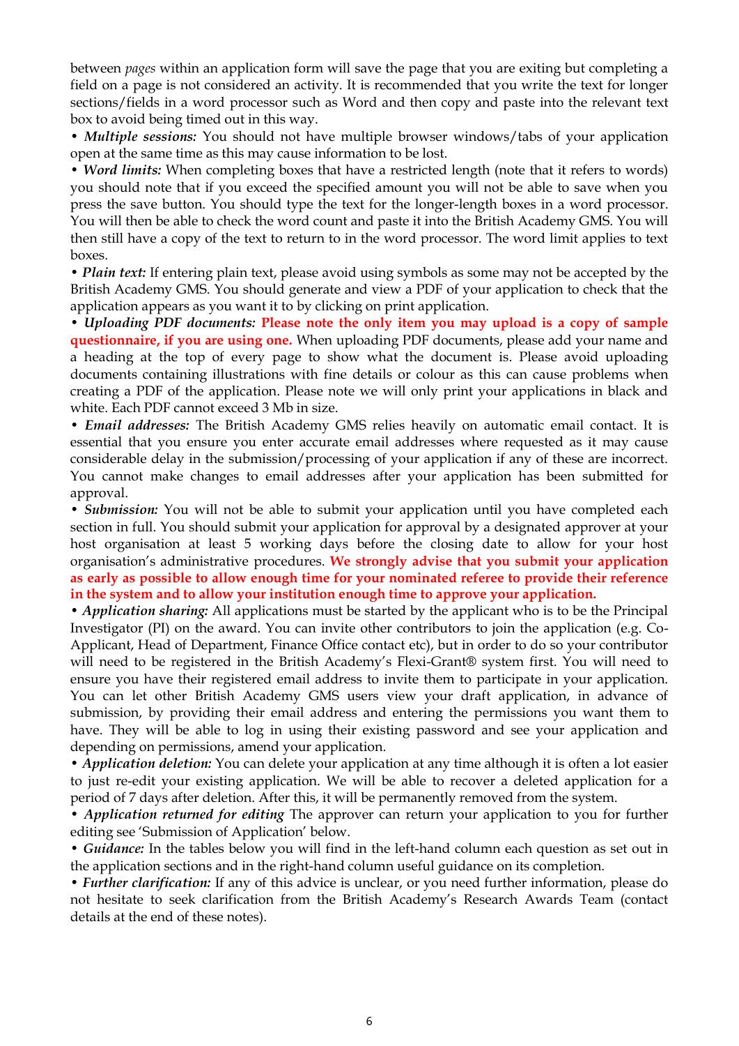between *pages* within an application form will save the page that you are exiting but completing a field on a page is not considered an activity. It is recommended that you write the text for longer sections/fields in a word processor such as Word and then copy and paste into the relevant text box to avoid being timed out in this way.

• ***Multiple sessions:*** You should not have multiple browser windows/tabs of your application open at the same time as this may cause information to be lost.

• ***Word limits:*** When completing boxes that have a restricted length (note that it refers to words) you should note that if you exceed the specified amount you will not be able to save when you press the save button. You should type the text for the longer-length boxes in a word processor. You will then be able to check the word count and paste it into the British Academy GMS. You will then still have a copy of the text to return to in the word processor. The word limit applies to text boxes.

• ***Plain text:*** If entering plain text, please avoid using symbols as some may not be accepted by the British Academy GMS. You should generate and view a PDF of your application to check that the application appears as you want it to by clicking on print application.

• ***Uploading PDF documents:*** **Please note the only item you may upload is a copy of sample questionnaire, if you are using one.** When uploading PDF documents, please add your name and a heading at the top of every page to show what the document is. Please avoid uploading documents containing illustrations with fine details or colour as this can cause problems when creating a PDF of the application. Please note we will only print your applications in black and white. Each PDF cannot exceed 3 Mb in size.

• ***Email addresses:*** The British Academy GMS relies heavily on automatic email contact. It is essential that you ensure you enter accurate email addresses where requested as it may cause considerable delay in the submission/processing of your application if any of these are incorrect. You cannot make changes to email addresses after your application has been submitted for approval.

• ***Submission:*** You will not be able to submit your application until you have completed each section in full. You should submit your application for approval by a designated approver at your host organisation at least 5 working days before the closing date to allow for your host organisation's administrative procedures. **We strongly advise that you submit your application as early as possible to allow enough time for your nominated referee to provide their reference in the system and to allow your institution enough time to approve your application.**

• ***Application sharing:*** All applications must be started by the applicant who is to be the Principal Investigator (PI) on the award. You can invite other contributors to join the application (e.g. Co-Applicant, Head of Department, Finance Office contact etc), but in order to do so your contributor will need to be registered in the British Academy's Flexi-Grant® system first. You will need to ensure you have their registered email address to invite them to participate in your application. You can let other British Academy GMS users view your draft application, in advance of submission, by providing their email address and entering the permissions you want them to have. They will be able to log in using their existing password and see your application and depending on permissions, amend your application.

• ***Application deletion:*** You can delete your application at any time although it is often a lot easier to just re-edit your existing application. We will be able to recover a deleted application for a period of 7 days after deletion. After this, it will be permanently removed from the system.

• ***Application returned for editing*** The approver can return your application to you for further editing see 'Submission of Application' below.

• ***Guidance:*** In the tables below you will find in the left-hand column each question as set out in the application sections and in the right-hand column useful guidance on its completion.

• ***Further clarification:*** If any of this advice is unclear, or you need further information, please do not hesitate to seek clarification from the British Academy's Research Awards Team (contact details at the end of these notes).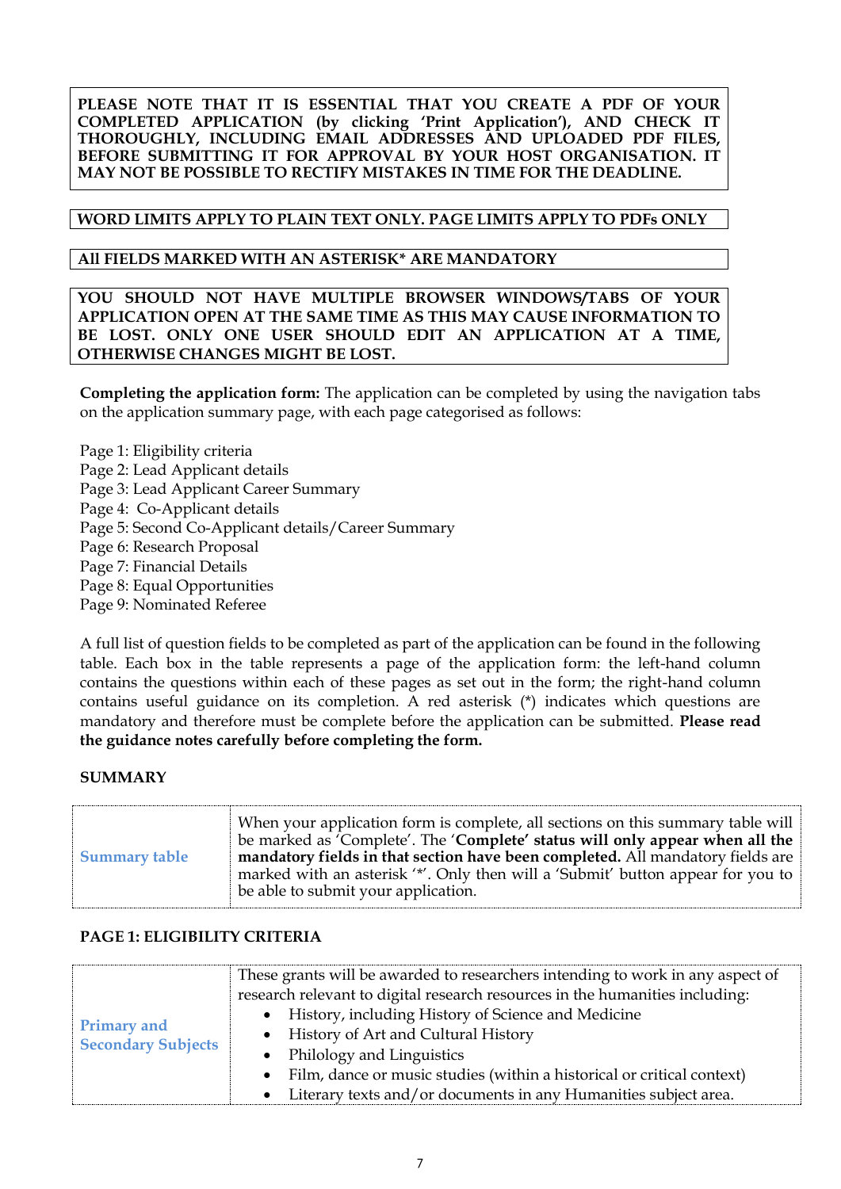**PLEASE NOTE THAT IT IS ESSENTIAL THAT YOU CREATE A PDF OF YOUR COMPLETED APPLICATION (by clicking 'Print Application'), AND CHECK IT THOROUGHLY, INCLUDING EMAIL ADDRESSES AND UPLOADED PDF FILES, BEFORE SUBMITTING IT FOR APPROVAL BY YOUR HOST ORGANISATION. IT MAY NOT BE POSSIBLE TO RECTIFY MISTAKES IN TIME FOR THE DEADLINE.**

**WORD LIMITS APPLY TO PLAIN TEXT ONLY. PAGE LIMITS APPLY TO PDFs ONLY**

**All FIELDS MARKED WITH AN ASTERISK* ARE MANDATORY**

**YOU SHOULD NOT HAVE MULTIPLE BROWSER WINDOWS/TABS OF YOUR APPLICATION OPEN AT THE SAME TIME AS THIS MAY CAUSE INFORMATION TO BE LOST. ONLY ONE USER SHOULD EDIT AN APPLICATION AT A TIME, OTHERWISE CHANGES MIGHT BE LOST.**

**Completing the application form:** The application can be completed by using the navigation tabs on the application summary page, with each page categorised as follows:

Page 1: Eligibility criteria
Page 2: Lead Applicant details
Page 3: Lead Applicant Career Summary
Page 4: Co-Applicant details
Page 5: Second Co-Applicant details/Career Summary
Page 6: Research Proposal
Page 7: Financial Details
Page 8: Equal Opportunities
Page 9: Nominated Referee

A full list of question fields to be completed as part of the application can be found in the following table. Each box in the table represents a page of the application form: the left-hand column contains the questions within each of these pages as set out in the form; the right-hand column contains useful guidance on its completion. A red asterisk (*) indicates which questions are mandatory and therefore must be complete before the application can be submitted. **Please read the guidance notes carefully before completing the form.**

**SUMMARY**

| | |
|---|---|
| Summary table | When your application form is complete, all sections on this summary table will be marked as 'Complete'. The '**Complete' status will only appear when all the mandatory fields in that section have been completed.** All mandatory fields are marked with an asterisk '*'. Only then will a 'Submit' button appear for you to be able to submit your application. |

**PAGE 1: ELIGIBILITY CRITERIA**

| | |
|---|---|
| Primary and Secondary Subjects | These grants will be awarded to researchers intending to work in any aspect of research relevant to digital research resources in the humanities including: <br>• History, including History of Science and Medicine <br>• History of Art and Cultural History <br>• Philology and Linguistics <br>• Film, dance or music studies (within a historical or critical context) <br>• Literary texts and/or documents in any Humanities subject area. |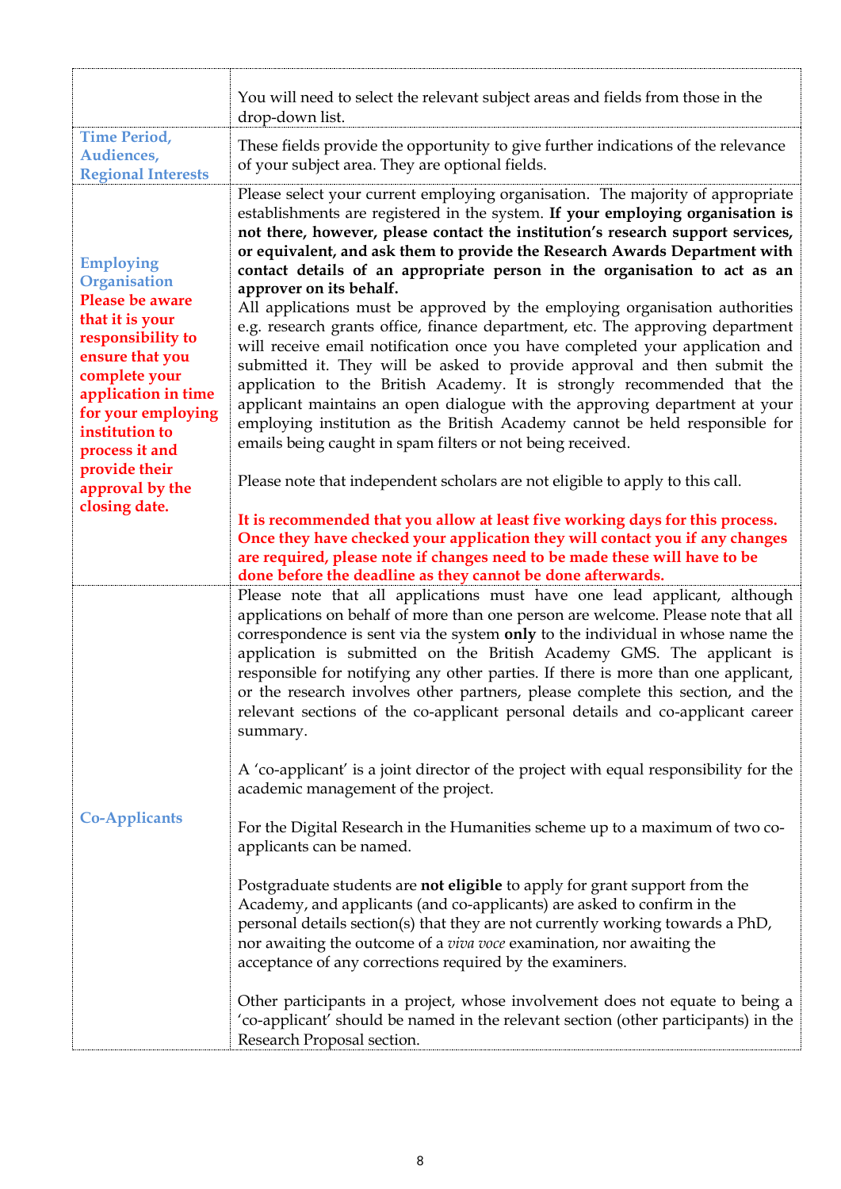| | |
|---|---|
| | You will need to select the relevant subject areas and fields from those in the drop-down list. |
| **Time Period, Audiences, Regional Interests** | These fields provide the opportunity to give further indications of the relevance of your subject area. They are optional fields. |
| **Employing Organisation**<br>**Please be aware that it is your responsibility to ensure that you complete your application in time for your employing institution to process it and provide their approval by the closing date.** | Please select your current employing organisation. The majority of appropriate establishments are registered in the system. **If your employing organisation is not there, however, please contact the institution's research support services, or equivalent, and ask them to provide the Research Awards Department with contact details of an appropriate person in the organisation to act as an approver on its behalf.**<br>All applications must be approved by the employing organisation authorities e.g. research grants office, finance department, etc. The approving department will receive email notification once you have completed your application and submitted it. They will be asked to provide approval and then submit the application to the British Academy. It is strongly recommended that the applicant maintains an open dialogue with the approving department at your employing institution as the British Academy cannot be held responsible for emails being caught in spam filters or not being received.<br><br>Please note that independent scholars are not eligible to apply to this call.<br><br>**It is recommended that you allow at least five working days for this process. Once they have checked your application they will contact you if any changes are required, please note if changes need to be made these will have to be done before the deadline as they cannot be done afterwards.** |
| **Co-Applicants** | Please note that all applications must have one lead applicant, although applications on behalf of more than one person are welcome. Please note that all correspondence is sent via the system **only** to the individual in whose name the application is submitted on the British Academy GMS. The applicant is responsible for notifying any other parties. If there is more than one applicant, or the research involves other partners, please complete this section, and the relevant sections of the co-applicant personal details and co-applicant career summary.<br><br>A 'co-applicant' is a joint director of the project with equal responsibility for the academic management of the project.<br><br>For the Digital Research in the Humanities scheme up to a maximum of two co-applicants can be named.<br><br>Postgraduate students are **not eligible** to apply for grant support from the Academy, and applicants (and co-applicants) are asked to confirm in the personal details section(s) that they are not currently working towards a PhD, nor awaiting the outcome of a *viva voce* examination, nor awaiting the acceptance of any corrections required by the examiners.<br><br>Other participants in a project, whose involvement does not equate to being a 'co-applicant' should be named in the relevant section (other participants) in the Research Proposal section. |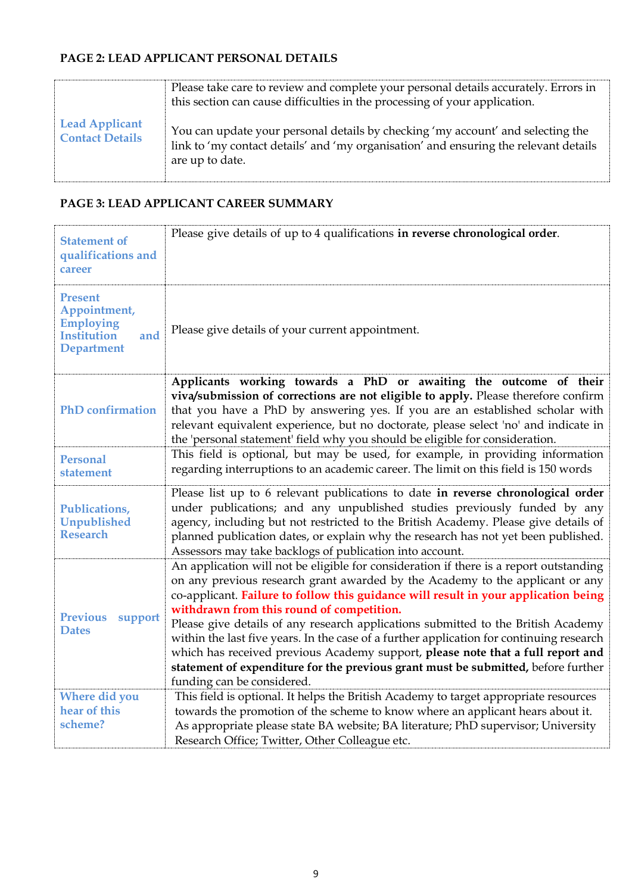**PAGE 2: LEAD APPLICANT PERSONAL DETAILS**

| | |
|---|---|
| Lead Applicant Contact Details | Please take care to review and complete your personal details accurately. Errors in this section can cause difficulties in the processing of your application.<br><br>You can update your personal details by checking 'my account' and selecting the link to 'my contact details' and 'my organisation' and ensuring the relevant details are up to date. |

**PAGE 3: LEAD APPLICANT CAREER SUMMARY**

| | |
|---|---|
| Statement of qualifications and career | Please give details of up to 4 qualifications **in reverse chronological order**. |
| Present Appointment, Employing Institution and Department | Please give details of your current appointment. |
| PhD confirmation | **Applicants working towards a PhD or awaiting the outcome of their viva/submission of corrections are not eligible to apply.** Please therefore confirm that you have a PhD by answering yes. If you are an established scholar with relevant equivalent experience, but no doctorate, please select 'no' and indicate in the 'personal statement' field why you should be eligible for consideration. |
| Personal statement | This field is optional, but may be used, for example, in providing information regarding interruptions to an academic career. The limit on this field is 150 words |
| Publications, Unpublished Research | Please list up to 6 relevant publications to date **in reverse chronological order** under publications; and any unpublished studies previously funded by any agency, including but not restricted to the British Academy. Please give details of planned publication dates, or explain why the research has not yet been published. Assessors may take backlogs of publication into account. |
| Previous support Dates | An application will not be eligible for consideration if there is a report outstanding on any previous research grant awarded by the Academy to the applicant or any co-applicant. **Failure to follow this guidance will result in your application being withdrawn from this round of competition.**<br>Please give details of any research applications submitted to the British Academy within the last five years. In the case of a further application for continuing research which has received previous Academy support, **please note that a full report and statement of expenditure for the previous grant must be submitted,** before further funding can be considered. |
| Where did you hear of this scheme? | This field is optional. It helps the British Academy to target appropriate resources towards the promotion of the scheme to know where an applicant hears about it. As appropriate please state BA website; BA literature; PhD supervisor; University Research Office; Twitter, Other Colleague etc. |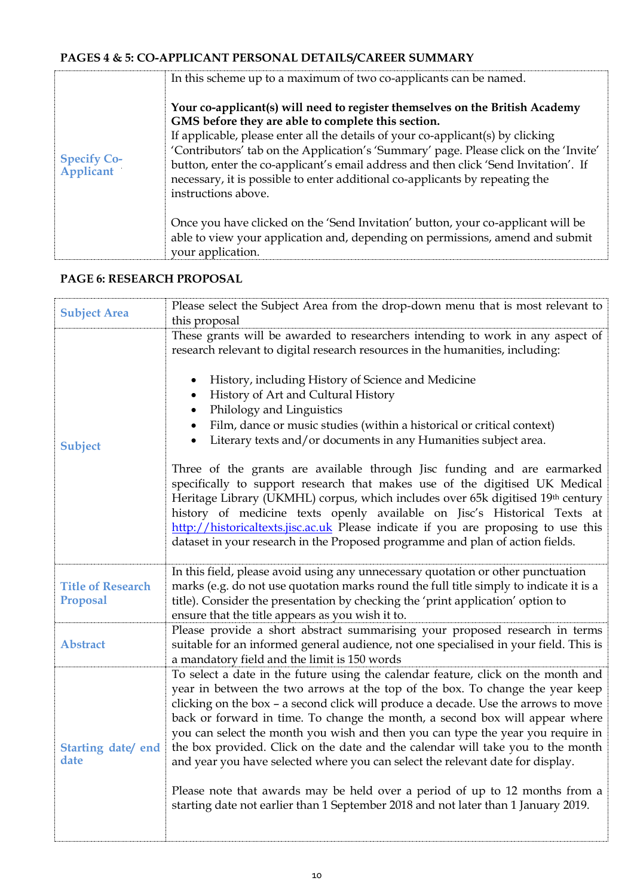### PAGES 4 & 5: CO-APPLICANT PERSONAL DETAILS/CAREER SUMMARY

| | |
|---|---|
| **Specify Co-Applicant** | In this scheme up to a maximum of two co-applicants can be named.<br><br>**Your co-applicant(s) will need to register themselves on the British Academy GMS before they are able to complete this section.**<br>If applicable, please enter all the details of your co-applicant(s) by clicking 'Contributors' tab on the Application's 'Summary' page. Please click on the 'Invite' button, enter the co-applicant's email address and then click 'Send Invitation'. If necessary, it is possible to enter additional co-applicants by repeating the instructions above.<br><br>Once you have clicked on the 'Send Invitation' button, your co-applicant will be able to view your application and, depending on permissions, amend and submit your application. |

### PAGE 6: RESEARCH PROPOSAL

| | |
|---|---|
| **Subject Area** | Please select the Subject Area from the drop-down menu that is most relevant to this proposal |
| **Subject** | These grants will be awarded to researchers intending to work in any aspect of research relevant to digital research resources in the humanities, including:<br><br>• History, including History of Science and Medicine<br>• History of Art and Cultural History<br>• Philology and Linguistics<br>• Film, dance or music studies (within a historical or critical context)<br>• Literary texts and/or documents in any Humanities subject area.<br><br>Three of the grants are available through Jisc funding and are earmarked specifically to support research that makes use of the digitised UK Medical Heritage Library (UKMHL) corpus, which includes over 65k digitised 19th century history of medicine texts openly available on Jisc's Historical Texts at http://historicaltexts.jisc.ac.uk Please indicate if you are proposing to use this dataset in your research in the Proposed programme and plan of action fields. |
| **Title of Research Proposal** | In this field, please avoid using any unnecessary quotation or other punctuation marks (e.g. do not use quotation marks round the full title simply to indicate it is a title). Consider the presentation by checking the 'print application' option to ensure that the title appears as you wish it to. |
| **Abstract** | Please provide a short abstract summarising your proposed research in terms suitable for an informed general audience, not one specialised in your field. This is a mandatory field and the limit is 150 words |
| **Starting date/ end date** | To select a date in the future using the calendar feature, click on the month and year in between the two arrows at the top of the box. To change the year keep clicking on the box – a second click will produce a decade. Use the arrows to move back or forward in time. To change the month, a second box will appear where you can select the month you wish and then you can type the year you require in the box provided. Click on the date and the calendar will take you to the month and year you have selected where you can select the relevant date for display.<br><br>Please note that awards may be held over a period of up to 12 months from a starting date not earlier than 1 September 2018 and not later than 1 January 2019. |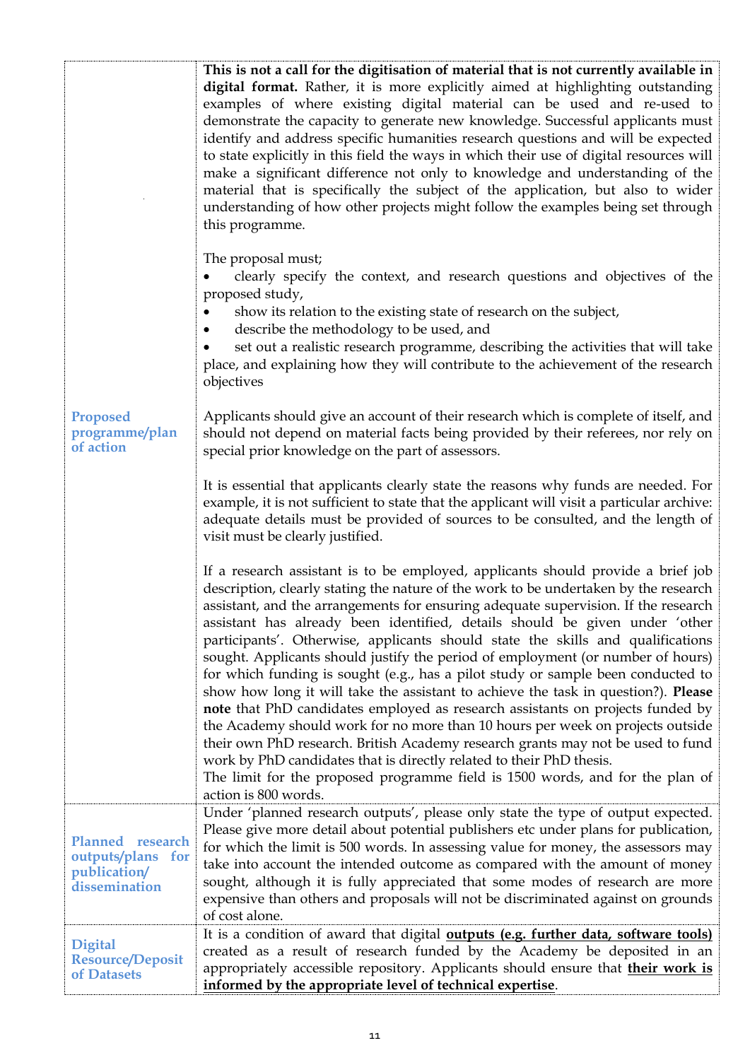| | |
|---|---|
| **Proposed programme/plan of action** | **This is not a call for the digitisation of material that is not currently available in digital format.** Rather, it is more explicitly aimed at highlighting outstanding examples of where existing digital material can be used and re-used to demonstrate the capacity to generate new knowledge. Successful applicants must identify and address specific humanities research questions and will be expected to state explicitly in this field the ways in which their use of digital resources will make a significant difference not only to knowledge and understanding of the material that is specifically the subject of the application, but also to wider understanding of how other projects might follow the examples being set through this programme.<br><br>The proposal must;<br>• clearly specify the context, and research questions and objectives of the proposed study,<br>• show its relation to the existing state of research on the subject,<br>• describe the methodology to be used, and<br>• set out a realistic research programme, describing the activities that will take place, and explaining how they will contribute to the achievement of the research objectives<br><br>Applicants should give an account of their research which is complete of itself, and should not depend on material facts being provided by their referees, nor rely on special prior knowledge on the part of assessors.<br><br>It is essential that applicants clearly state the reasons why funds are needed. For example, it is not sufficient to state that the applicant will visit a particular archive: adequate details must be provided of sources to be consulted, and the length of visit must be clearly justified.<br><br>If a research assistant is to be employed, applicants should provide a brief job description, clearly stating the nature of the work to be undertaken by the research assistant, and the arrangements for ensuring adequate supervision. If the research assistant has already been identified, details should be given under 'other participants'. Otherwise, applicants should state the skills and qualifications sought. Applicants should justify the period of employment (or number of hours) for which funding is sought (e.g., has a pilot study or sample been conducted to show how long it will take the assistant to achieve the task in question?). **Please note** that PhD candidates employed as research assistants on projects funded by the Academy should work for no more than 10 hours per week on projects outside their own PhD research. British Academy research grants may not be used to fund work by PhD candidates that is directly related to their PhD thesis.<br>The limit for the proposed programme field is 1500 words, and for the plan of action is 800 words. |
| **Planned research outputs/plans for publication/ dissemination** | Under 'planned research outputs', please only state the type of output expected. Please give more detail about potential publishers etc under plans for publication, for which the limit is 500 words. In assessing value for money, the assessors may take into account the intended outcome as compared with the amount of money sought, although it is fully appreciated that some modes of research are more expensive than others and proposals will not be discriminated against on grounds of cost alone. |
| **Digital Resource/Deposit of Datasets** | It is a condition of award that digital **outputs (e.g. further data, software tools)** created as a result of research funded by the Academy be deposited in an appropriately accessible repository. Applicants should ensure that **their work is informed by the appropriate level of technical expertise**. |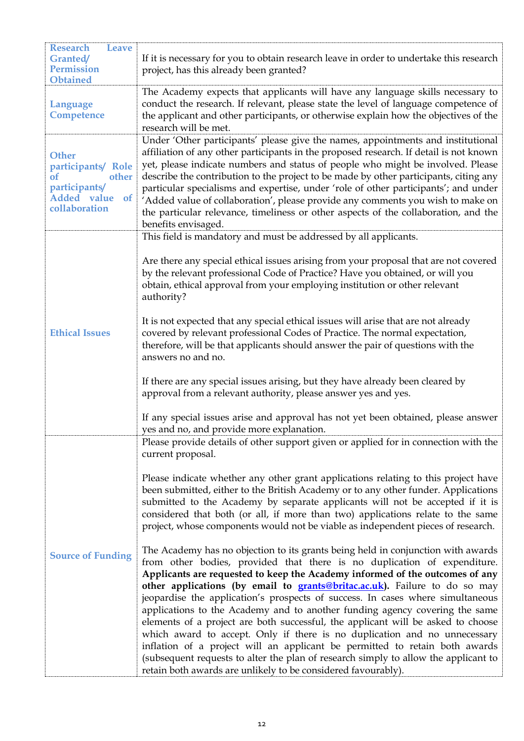| | |
|---|---|
| **Research Leave Granted/ Permission Obtained** | If it is necessary for you to obtain research leave in order to undertake this research project, has this already been granted? |
| **Language Competence** | The Academy expects that applicants will have any language skills necessary to conduct the research. If relevant, please state the level of language competence of the applicant and other participants, or otherwise explain how the objectives of the research will be met. |
| **Other participants/ Role of other participants/ Added value of collaboration** | Under 'Other participants' please give the names, appointments and institutional affiliation of any other participants in the proposed research. If detail is not known yet, please indicate numbers and status of people who might be involved. Please describe the contribution to the project to be made by other participants, citing any particular specialisms and expertise, under 'role of other participants'; and under 'Added value of collaboration', please provide any comments you wish to make on the particular relevance, timeliness or other aspects of the collaboration, and the benefits envisaged. |
| **Ethical Issues** | This field is mandatory and must be addressed by all applicants.<br><br>Are there any special ethical issues arising from your proposal that are not covered by the relevant professional Code of Practice? Have you obtained, or will you obtain, ethical approval from your employing institution or other relevant authority?<br><br>It is not expected that any special ethical issues will arise that are not already covered by relevant professional Codes of Practice. The normal expectation, therefore, will be that applicants should answer the pair of questions with the answers no and no.<br><br>If there are any special issues arising, but they have already been cleared by approval from a relevant authority, please answer yes and yes.<br><br>If any special issues arise and approval has not yet been obtained, please answer yes and no, and provide more explanation. |
| **Source of Funding** | Please provide details of other support given or applied for in connection with the current proposal.<br><br>Please indicate whether any other grant applications relating to this project have been submitted, either to the British Academy or to any other funder. Applications submitted to the Academy by separate applicants will not be accepted if it is considered that both (or all, if more than two) applications relate to the same project, whose components would not be viable as independent pieces of research.<br><br>The Academy has no objection to its grants being held in conjunction with awards from other bodies, provided that there is no duplication of expenditure. **Applicants are requested to keep the Academy informed of the outcomes of any other applications (by email to grants@britac.ac.uk).** Failure to do so may jeopardise the application's prospects of success. In cases where simultaneous applications to the Academy and to another funding agency covering the same elements of a project are both successful, the applicant will be asked to choose which award to accept. Only if there is no duplication and no unnecessary inflation of a project will an applicant be permitted to retain both awards (subsequent requests to alter the plan of research simply to allow the applicant to retain both awards are unlikely to be considered favourably). |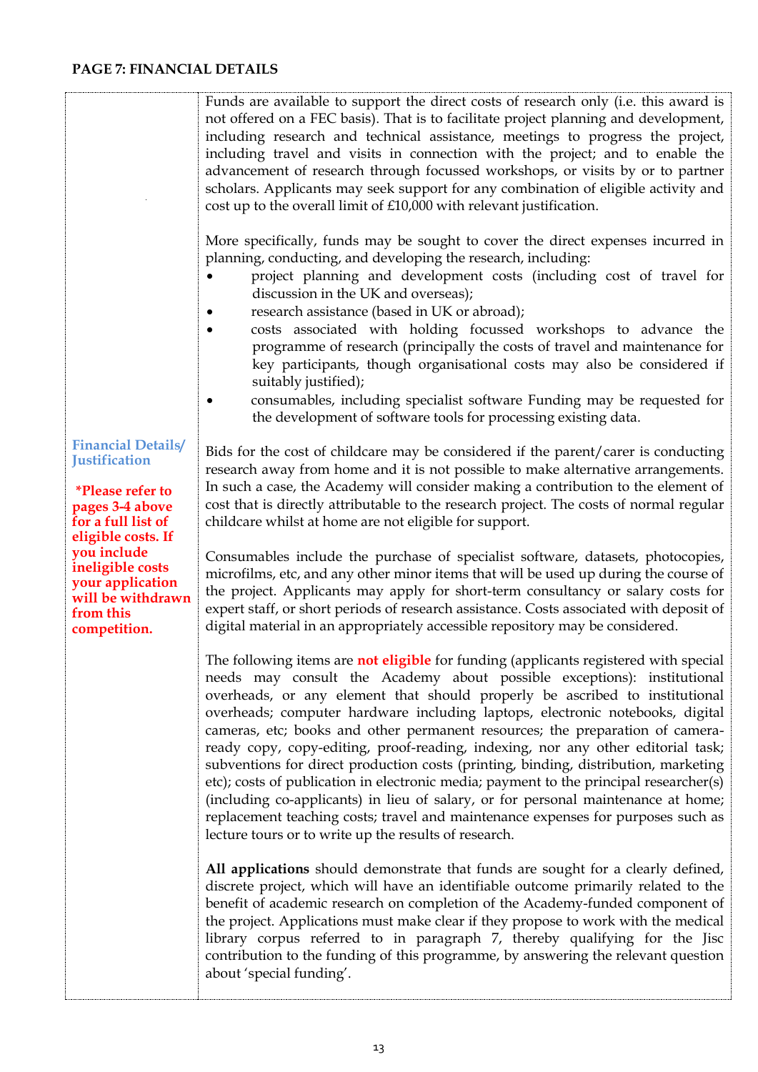## PAGE 7: FINANCIAL DETAILS

**Financial Details/ Justification**

***Please refer to pages 3-4 above for a full list of eligible costs. If you include ineligible costs your application will be withdrawn from this competition.**

Funds are available to support the direct costs of research only (i.e. this award is not offered on a FEC basis). That is to facilitate project planning and development, including research and technical assistance, meetings to progress the project, including travel and visits in connection with the project; and to enable the advancement of research through focussed workshops, or visits by or to partner scholars. Applicants may seek support for any combination of eligible activity and cost up to the overall limit of £10,000 with relevant justification.

More specifically, funds may be sought to cover the direct expenses incurred in planning, conducting, and developing the research, including:

- project planning and development costs (including cost of travel for discussion in the UK and overseas);
- research assistance (based in UK or abroad);
- costs associated with holding focussed workshops to advance the programme of research (principally the costs of travel and maintenance for key participants, though organisational costs may also be considered if suitably justified);
- consumables, including specialist software Funding may be requested for the development of software tools for processing existing data.

Bids for the cost of childcare may be considered if the parent/carer is conducting research away from home and it is not possible to make alternative arrangements. In such a case, the Academy will consider making a contribution to the element of cost that is directly attributable to the research project. The costs of normal regular childcare whilst at home are not eligible for support.

Consumables include the purchase of specialist software, datasets, photocopies, microfilms, etc, and any other minor items that will be used up during the course of the project. Applicants may apply for short-term consultancy or salary costs for expert staff, or short periods of research assistance. Costs associated with deposit of digital material in an appropriately accessible repository may be considered.

The following items are **not eligible** for funding (applicants registered with special needs may consult the Academy about possible exceptions): institutional overheads, or any element that should properly be ascribed to institutional overheads; computer hardware including laptops, electronic notebooks, digital cameras, etc; books and other permanent resources; the preparation of camera-ready copy, copy-editing, proof-reading, indexing, nor any other editorial task; subventions for direct production costs (printing, binding, distribution, marketing etc); costs of publication in electronic media; payment to the principal researcher(s) (including co-applicants) in lieu of salary, or for personal maintenance at home; replacement teaching costs; travel and maintenance expenses for purposes such as lecture tours or to write up the results of research.

**All applications** should demonstrate that funds are sought for a clearly defined, discrete project, which will have an identifiable outcome primarily related to the benefit of academic research on completion of the Academy-funded component of the project. Applications must make clear if they propose to work with the medical library corpus referred to in paragraph 7, thereby qualifying for the Jisc contribution to the funding of this programme, by answering the relevant question about 'special funding'.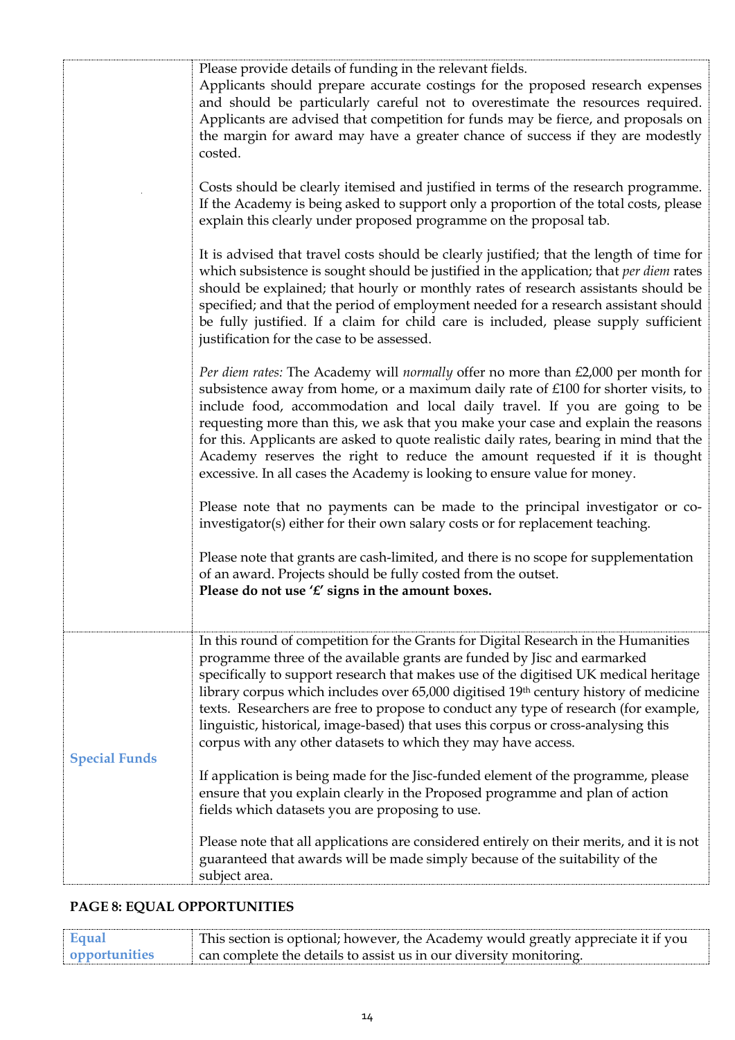| | |
|---|---|
| | Please provide details of funding in the relevant fields.<br>Applicants should prepare accurate costings for the proposed research expenses and should be particularly careful not to overestimate the resources required. Applicants are advised that competition for funds may be fierce, and proposals on the margin for award may have a greater chance of success if they are modestly costed.<br><br>Costs should be clearly itemised and justified in terms of the research programme. If the Academy is being asked to support only a proportion of the total costs, please explain this clearly under proposed programme on the proposal tab.<br><br>It is advised that travel costs should be clearly justified; that the length of time for which subsistence is sought should be justified in the application; that *per diem* rates should be explained; that hourly or monthly rates of research assistants should be specified; and that the period of employment needed for a research assistant should be fully justified. If a claim for child care is included, please supply sufficient justification for the case to be assessed.<br><br>*Per diem rates:* The Academy will *normally* offer no more than £2,000 per month for subsistence away from home, or a maximum daily rate of £100 for shorter visits, to include food, accommodation and local daily travel. If you are going to be requesting more than this, we ask that you make your case and explain the reasons for this. Applicants are asked to quote realistic daily rates, bearing in mind that the Academy reserves the right to reduce the amount requested if it is thought excessive. In all cases the Academy is looking to ensure value for money.<br><br>Please note that no payments can be made to the principal investigator or co-investigator(s) either for their own salary costs or for replacement teaching.<br><br>Please note that grants are cash-limited, and there is no scope for supplementation of an award. Projects should be fully costed from the outset.<br>**Please do not use '£' signs in the amount boxes.** |
| **Special Funds** | In this round of competition for the Grants for Digital Research in the Humanities programme three of the available grants are funded by Jisc and earmarked specifically to support research that makes use of the digitised UK medical heritage library corpus which includes over 65,000 digitised 19th century history of medicine texts. Researchers are free to propose to conduct any type of research (for example, linguistic, historical, image-based) that uses this corpus or cross-analysing this corpus with any other datasets to which they may have access.<br><br>If application is being made for the Jisc-funded element of the programme, please ensure that you explain clearly in the Proposed programme and plan of action fields which datasets you are proposing to use.<br><br>Please note that all applications are considered entirely on their merits, and it is not guaranteed that awards will be made simply because of the suitability of the subject area. |

## PAGE 8: EQUAL OPPORTUNITIES

| | |
|---|---|
| **Equal opportunities** | This section is optional; however, the Academy would greatly appreciate it if you can complete the details to assist us in our diversity monitoring. |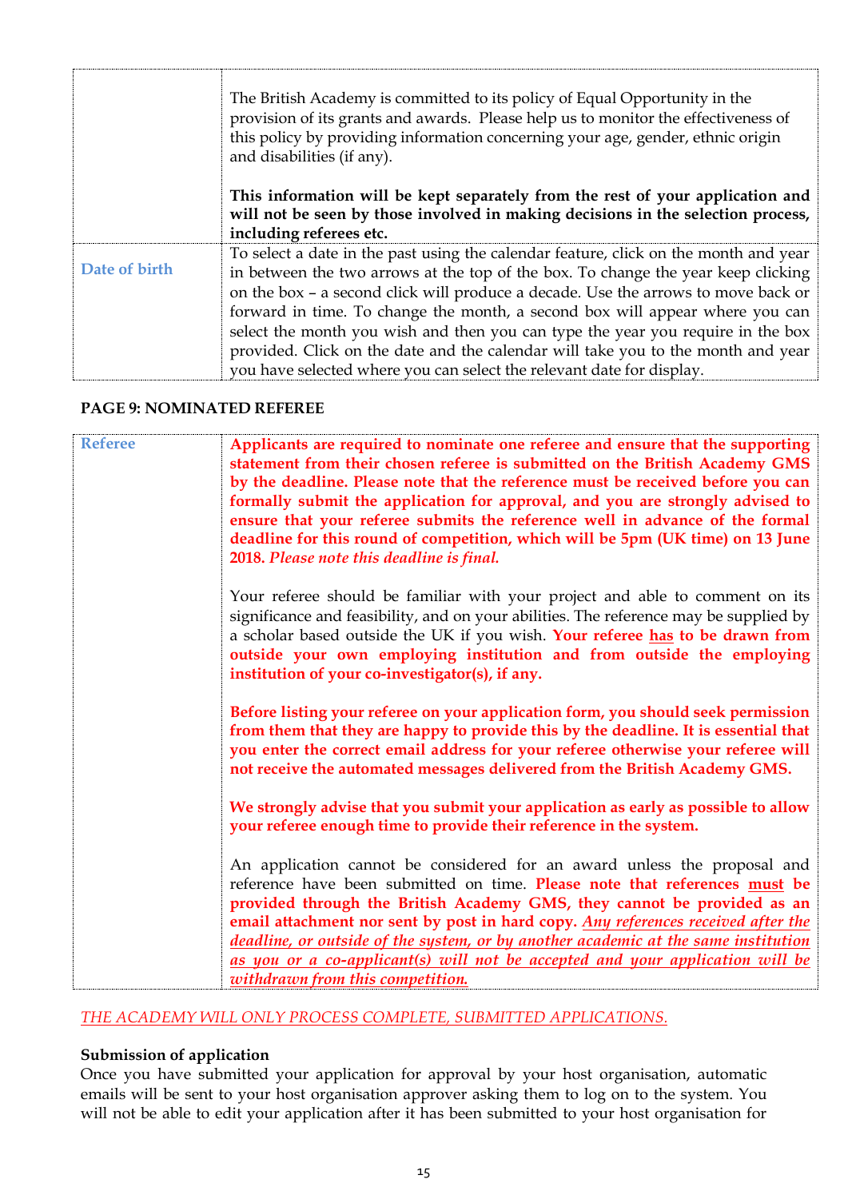| | |
|---|---|
| | The British Academy is committed to its policy of Equal Opportunity in the provision of its grants and awards. Please help us to monitor the effectiveness of this policy by providing information concerning your age, gender, ethnic origin and disabilities (if any).<br><br>**This information will be kept separately from the rest of your application and will not be seen by those involved in making decisions in the selection process, including referees etc.** |
| Date of birth | To select a date in the past using the calendar feature, click on the month and year in between the two arrows at the top of the box. To change the year keep clicking on the box – a second click will produce a decade. Use the arrows to move back or forward in time. To change the month, a second box will appear where you can select the month you wish and then you can type the year you require in the box provided. Click on the date and the calendar will take you to the month and year you have selected where you can select the relevant date for display. |

## PAGE 9: NOMINATED REFEREE

| | |
|---|---|
| Referee | **Applicants are required to nominate one referee and ensure that the supporting statement from their chosen referee is submitted on the British Academy GMS by the deadline. Please note that the reference must be received before you can formally submit the application for approval, and you are strongly advised to ensure that your referee submits the reference well in advance of the formal deadline for this round of competition, which will be 5pm (UK time) on 13 June 2018.** *Please note this deadline is final.*<br><br>Your referee should be familiar with your project and able to comment on its significance and feasibility, and on your abilities. The reference may be supplied by a scholar based outside the UK if you wish. **Your referee <u>has</u> to be drawn from outside your own employing institution and from outside the employing institution of your co-investigator(s), if any.**<br><br>**Before listing your referee on your application form, you should seek permission from them that they are happy to provide this by the deadline. It is essential that you enter the correct email address for your referee otherwise your referee will not receive the automated messages delivered from the British Academy GMS.**<br><br>**We strongly advise that you submit your application as early as possible to allow your referee enough time to provide their reference in the system.**<br><br>An application cannot be considered for an award unless the proposal and reference have been submitted on time. **Please note that references <u>must</u> be provided through the British Academy GMS, they cannot be provided as an email attachment nor sent by post in hard copy.** *<u>Any references received after the deadline, or outside of the system, or by another academic at the same institution as you or a co-applicant(s) will not be accepted and your application will be withdrawn from this competition.</u>* |

*<u>THE ACADEMY WILL ONLY PROCESS COMPLETE, SUBMITTED APPLICATIONS.</u>*

**Submission of application**

Once you have submitted your application for approval by your host organisation, automatic emails will be sent to your host organisation approver asking them to log on to the system. You will not be able to edit your application after it has been submitted to your host organisation for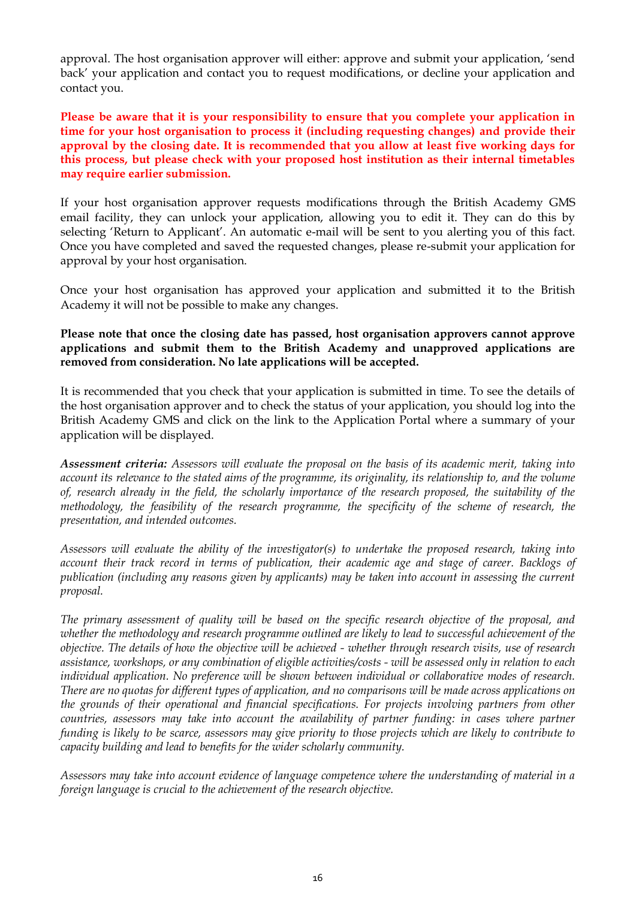approval. The host organisation approver will either: approve and submit your application, 'send back' your application and contact you to request modifications, or decline your application and contact you.

**Please be aware that it is your responsibility to ensure that you complete your application in time for your host organisation to process it (including requesting changes) and provide their approval by the closing date. It is recommended that you allow at least five working days for this process, but please check with your proposed host institution as their internal timetables may require earlier submission.**

If your host organisation approver requests modifications through the British Academy GMS email facility, they can unlock your application, allowing you to edit it. They can do this by selecting 'Return to Applicant'. An automatic e-mail will be sent to you alerting you of this fact. Once you have completed and saved the requested changes, please re-submit your application for approval by your host organisation.

Once your host organisation has approved your application and submitted it to the British Academy it will not be possible to make any changes.

**Please note that once the closing date has passed, host organisation approvers cannot approve applications and submit them to the British Academy and unapproved applications are removed from consideration. No late applications will be accepted.**

It is recommended that you check that your application is submitted in time. To see the details of the host organisation approver and to check the status of your application, you should log into the British Academy GMS and click on the link to the Application Portal where a summary of your application will be displayed.

***Assessment criteria:*** *Assessors will evaluate the proposal on the basis of its academic merit, taking into account its relevance to the stated aims of the programme, its originality, its relationship to, and the volume of, research already in the field, the scholarly importance of the research proposed, the suitability of the methodology, the feasibility of the research programme, the specificity of the scheme of research, the presentation, and intended outcomes.*

*Assessors will evaluate the ability of the investigator(s) to undertake the proposed research, taking into account their track record in terms of publication, their academic age and stage of career. Backlogs of publication (including any reasons given by applicants) may be taken into account in assessing the current proposal.*

*The primary assessment of quality will be based on the specific research objective of the proposal, and whether the methodology and research programme outlined are likely to lead to successful achievement of the objective. The details of how the objective will be achieved - whether through research visits, use of research assistance, workshops, or any combination of eligible activities/costs - will be assessed only in relation to each individual application. No preference will be shown between individual or collaborative modes of research. There are no quotas for different types of application, and no comparisons will be made across applications on the grounds of their operational and financial specifications. For projects involving partners from other countries, assessors may take into account the availability of partner funding: in cases where partner funding is likely to be scarce, assessors may give priority to those projects which are likely to contribute to capacity building and lead to benefits for the wider scholarly community.*

*Assessors may take into account evidence of language competence where the understanding of material in a foreign language is crucial to the achievement of the research objective.*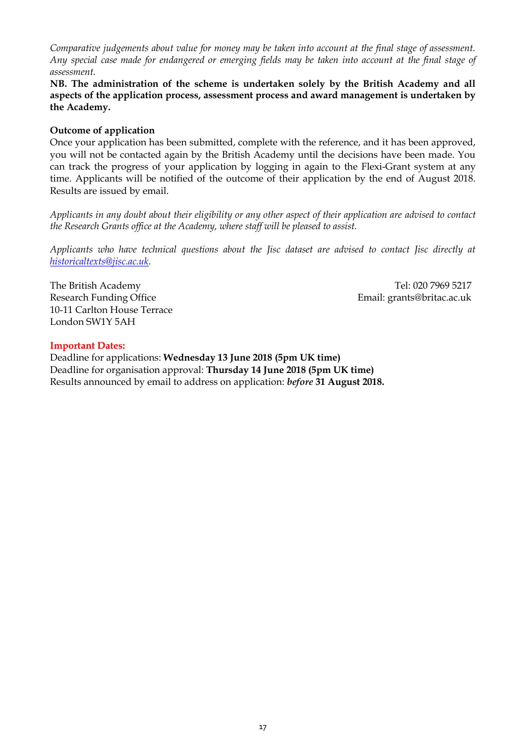*Comparative judgements about value for money may be taken into account at the final stage of assessment. Any special case made for endangered or emerging fields may be taken into account at the final stage of assessment.*

**NB. The administration of the scheme is undertaken solely by the British Academy and all aspects of the application process, assessment process and award management is undertaken by the Academy.**

**Outcome of application**

Once your application has been submitted, complete with the reference, and it has been approved, you will not be contacted again by the British Academy until the decisions have been made. You can track the progress of your application by logging in again to the Flexi-Grant system at any time. Applicants will be notified of the outcome of their application by the end of August 2018. Results are issued by email.

*Applicants in any doubt about their eligibility or any other aspect of their application are advised to contact the Research Grants office at the Academy, where staff will be pleased to assist.*

*Applicants who have technical questions about the Jisc dataset are advised to contact Jisc directly at historicaltexts@jisc.ac.uk.*

The British Academy
Research Funding Office
10-11 Carlton House Terrace
London SW1Y 5AH

Tel: 020 7969 5217
Email: grants@britac.ac.uk

**Important Dates:**

Deadline for applications: **Wednesday 13 June 2018 (5pm UK time)**
Deadline for organisation approval: **Thursday 14 June 2018 (5pm UK time)**
Results announced by email to address on application: ***before* 31 August 2018.**